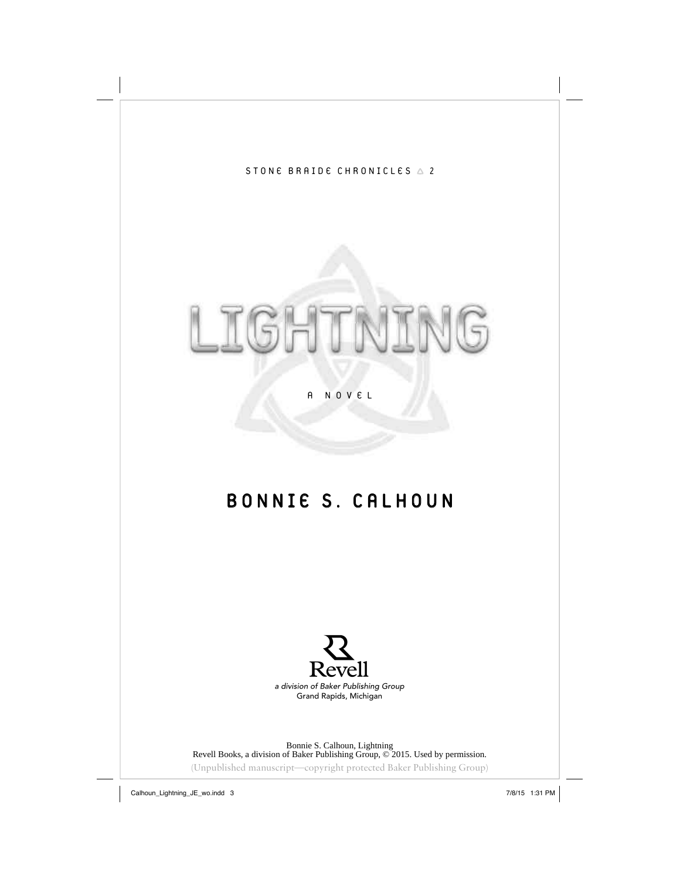STONE BRAIDE CHRONICLES △ 2

# LIGHTNING

A NOVEL

## BONNIE S. CALHOUN

Revell

*a division of Baker Publishing Group*
Grand Rapids, Michigan

Bonnie S. Calhoun, Lightning
Revell Books, a division of Baker Publishing Group, © 2015. Used by permission.
(Unpublished manuscript—copyright protected Baker Publishing Group)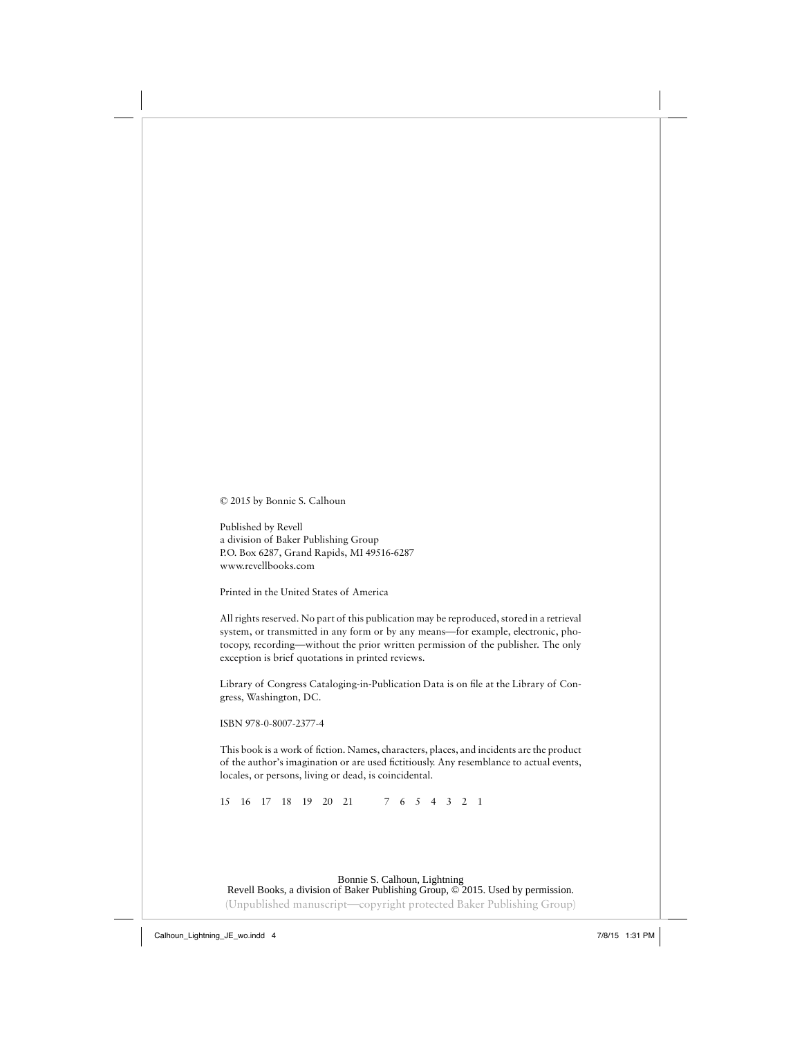© 2015 by Bonnie S. Calhoun

Published by Revell
a division of Baker Publishing Group
P.O. Box 6287, Grand Rapids, MI 49516-6287
www.revellbooks.com

Printed in the United States of America

All rights reserved. No part of this publication may be reproduced, stored in a retrieval system, or transmitted in any form or by any means—for example, electronic, photocopy, recording—without the prior written permission of the publisher. The only exception is brief quotations in printed reviews.

Library of Congress Cataloging-in-Publication Data is on file at the Library of Congress, Washington, DC.

ISBN 978-0-8007-2377-4

This book is a work of fiction. Names, characters, places, and incidents are the product of the author's imagination or are used fictitiously. Any resemblance to actual events, locales, or persons, living or dead, is coincidental.

15 16 17 18 19 20 21 7 6 5 4 3 2 1

Bonnie S. Calhoun, Lightning
Revell Books, a division of Baker Publishing Group, © 2015. Used by permission.
(Unpublished manuscript—copyright protected Baker Publishing Group)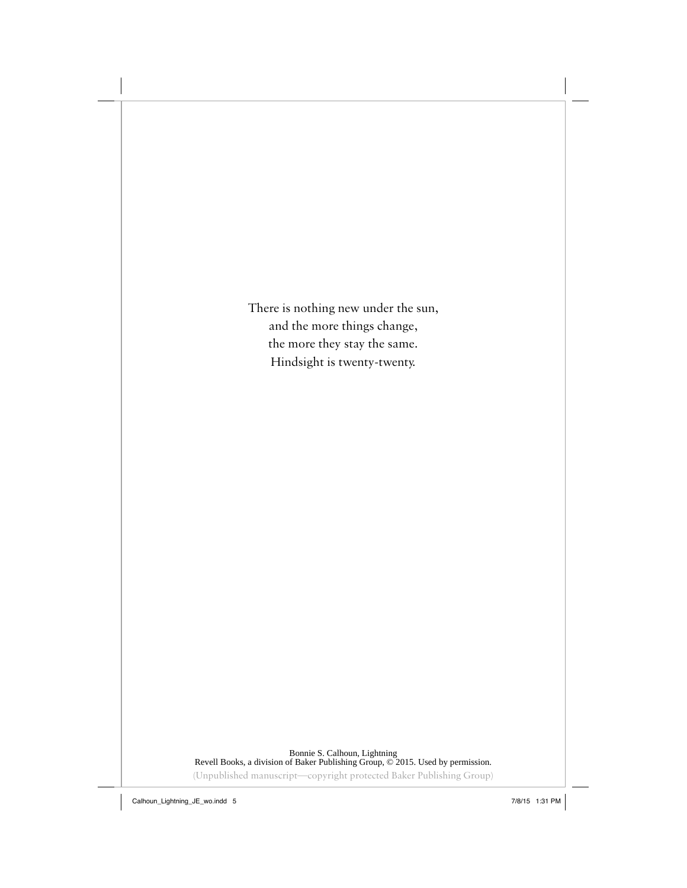There is nothing new under the sun,  
and the more things change,  
the more they stay the same.  
Hindsight is twenty-twenty.

Bonnie S. Calhoun, Lightning  
Revell Books, a division of Baker Publishing Group, © 2015. Used by permission.  
(Unpublished manuscript—copyright protected Baker Publishing Group)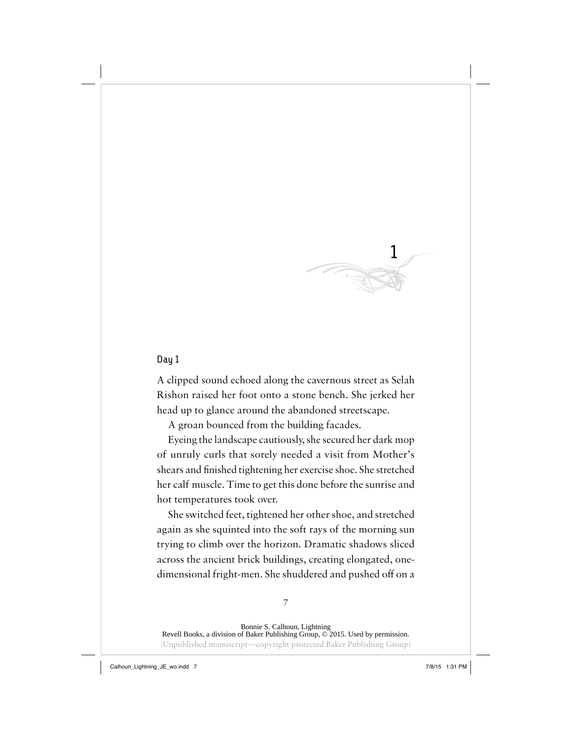# 1

Day 1

A clipped sound echoed along the cavernous street as Selah Rishon raised her foot onto a stone bench. She jerked her head up to glance around the abandoned streetscape.

A groan bounced from the building facades.

Eyeing the landscape cautiously, she secured her dark mop of unruly curls that sorely needed a visit from Mother's shears and finished tightening her exercise shoe. She stretched her calf muscle. Time to get this done before the sunrise and hot temperatures took over.

She switched feet, tightened her other shoe, and stretched again as she squinted into the soft rays of the morning sun trying to climb over the horizon. Dramatic shadows sliced across the ancient brick buildings, creating elongated, one-dimensional fright-men. She shuddered and pushed off on a

Bonnie S. Calhoun, Lightning
Revell Books, a division of Baker Publishing Group, © 2015. Used by permission.
(Unpublished manuscript—copyright protected Baker Publishing Group)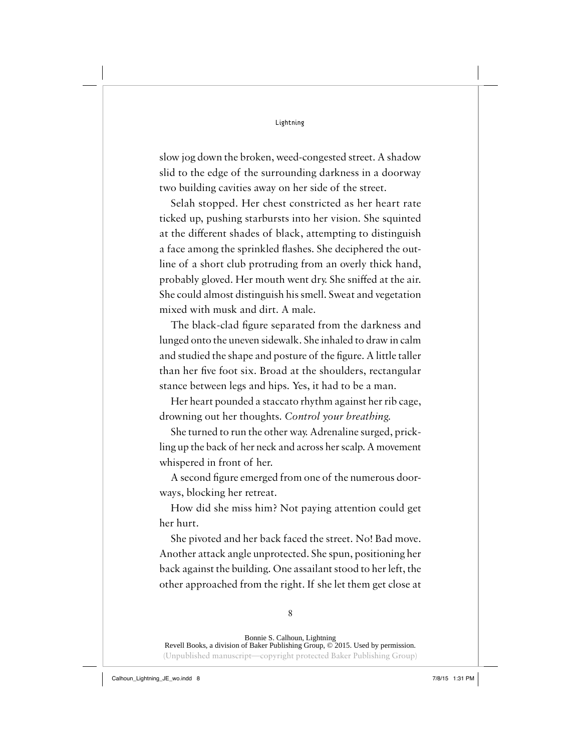slow jog down the broken, weed-congested street. A shadow slid to the edge of the surrounding darkness in a doorway two building cavities away on her side of the street.

Selah stopped. Her chest constricted as her heart rate ticked up, pushing starbursts into her vision. She squinted at the different shades of black, attempting to distinguish a face among the sprinkled flashes. She deciphered the outline of a short club protruding from an overly thick hand, probably gloved. Her mouth went dry. She sniffed at the air. She could almost distinguish his smell. Sweat and vegetation mixed with musk and dirt. A male.

The black-clad figure separated from the darkness and lunged onto the uneven sidewalk. She inhaled to draw in calm and studied the shape and posture of the figure. A little taller than her five foot six. Broad at the shoulders, rectangular stance between legs and hips. Yes, it had to be a man.

Her heart pounded a staccato rhythm against her rib cage, drowning out her thoughts. *Control your breathing.*

She turned to run the other way. Adrenaline surged, prickling up the back of her neck and across her scalp. A movement whispered in front of her.

A second figure emerged from one of the numerous doorways, blocking her retreat.

How did she miss him? Not paying attention could get her hurt.

She pivoted and her back faced the street. No! Bad move. Another attack angle unprotected. She spun, positioning her back against the building. One assailant stood to her left, the other approached from the right. If she let them get close at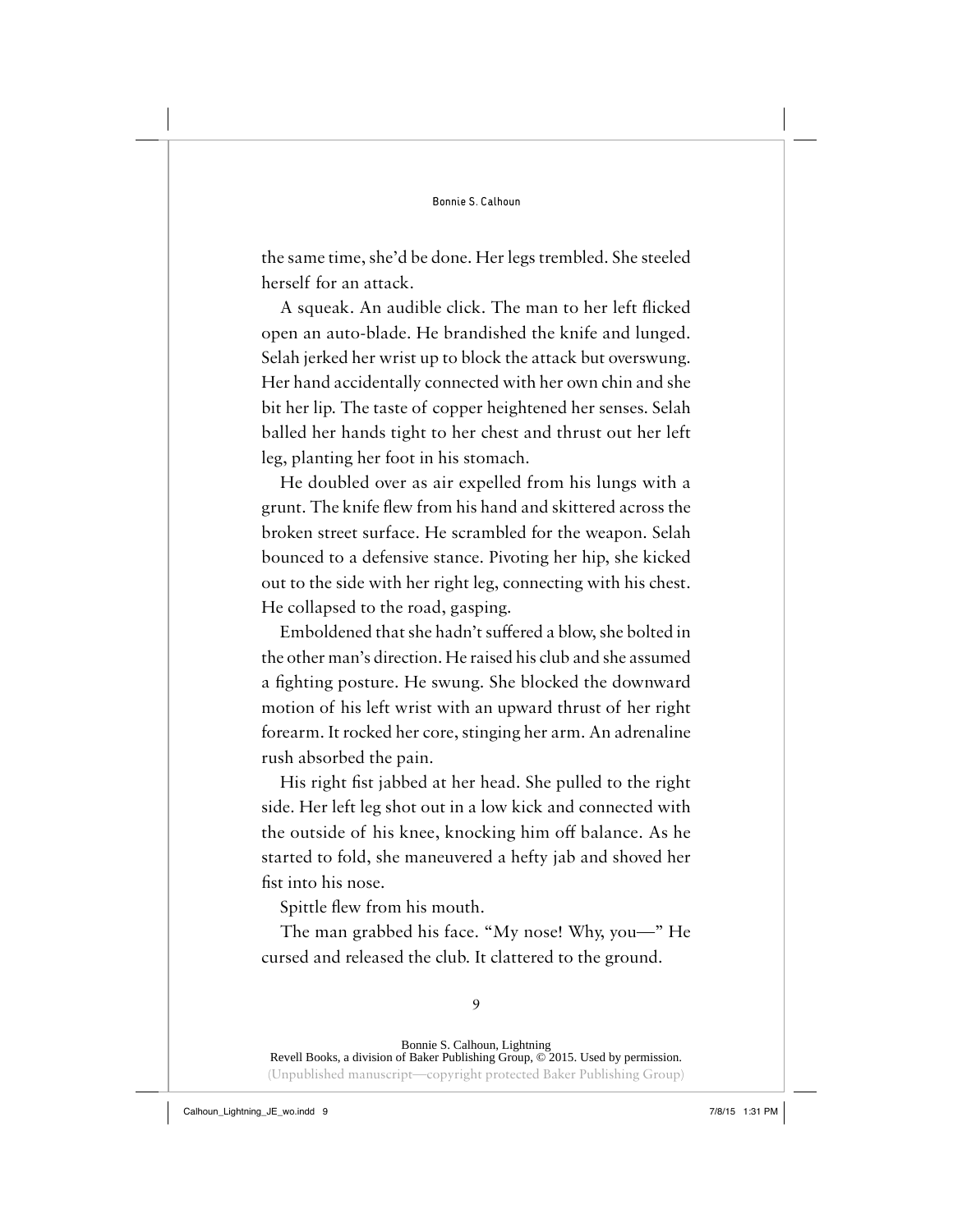the same time, she'd be done. Her legs trembled. She steeled herself for an attack.

A squeak. An audible click. The man to her left flicked open an auto-blade. He brandished the knife and lunged. Selah jerked her wrist up to block the attack but overswung. Her hand accidentally connected with her own chin and she bit her lip. The taste of copper heightened her senses. Selah balled her hands tight to her chest and thrust out her left leg, planting her foot in his stomach.

He doubled over as air expelled from his lungs with a grunt. The knife flew from his hand and skittered across the broken street surface. He scrambled for the weapon. Selah bounced to a defensive stance. Pivoting her hip, she kicked out to the side with her right leg, connecting with his chest. He collapsed to the road, gasping.

Emboldened that she hadn't suffered a blow, she bolted in the other man's direction. He raised his club and she assumed a fighting posture. He swung. She blocked the downward motion of his left wrist with an upward thrust of her right forearm. It rocked her core, stinging her arm. An adrenaline rush absorbed the pain.

His right fist jabbed at her head. She pulled to the right side. Her left leg shot out in a low kick and connected with the outside of his knee, knocking him off balance. As he started to fold, she maneuvered a hefty jab and shoved her fist into his nose.

Spittle flew from his mouth.

The man grabbed his face. "My nose! Why, you—" He cursed and released the club. It clattered to the ground.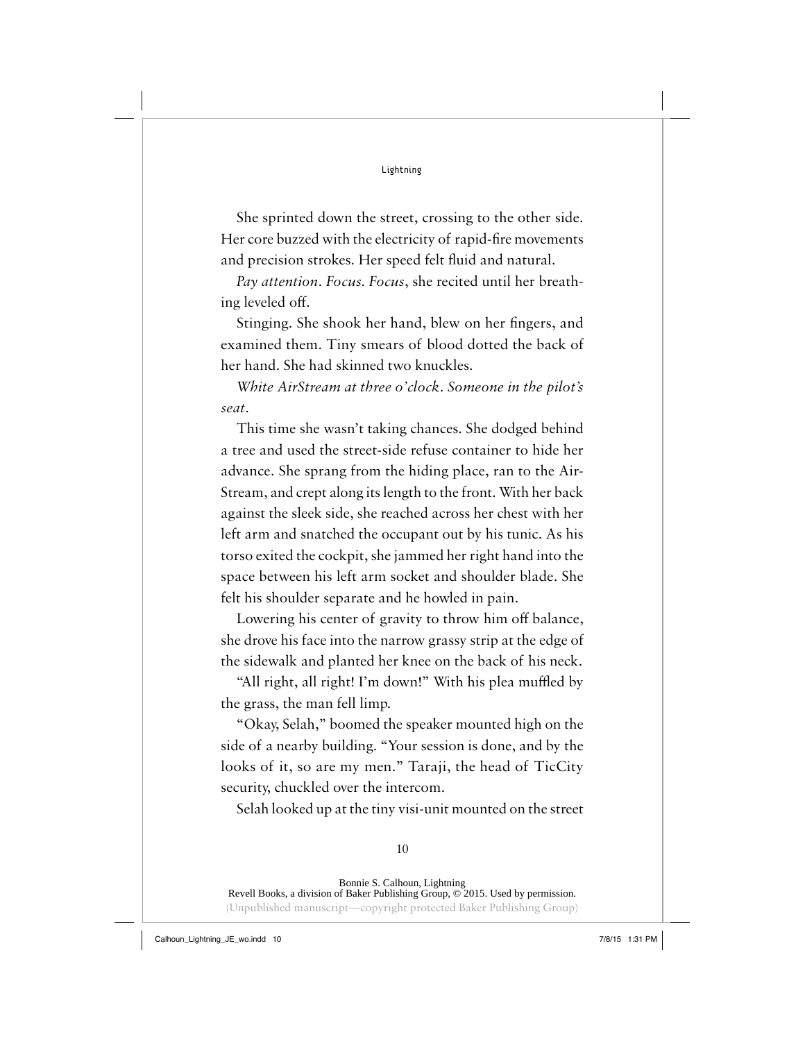She sprinted down the street, crossing to the other side. Her core buzzed with the electricity of rapid-fire movements and precision strokes. Her speed felt fluid and natural.

*Pay attention. Focus. Focus*, she recited until her breathing leveled off.

Stinging. She shook her hand, blew on her fingers, and examined them. Tiny smears of blood dotted the back of her hand. She had skinned two knuckles.

*White AirStream at three o'clock. Someone in the pilot's seat.*

This time she wasn't taking chances. She dodged behind a tree and used the street-side refuse container to hide her advance. She sprang from the hiding place, ran to the AirStream, and crept along its length to the front. With her back against the sleek side, she reached across her chest with her left arm and snatched the occupant out by his tunic. As his torso exited the cockpit, she jammed her right hand into the space between his left arm socket and shoulder blade. She felt his shoulder separate and he howled in pain.

Lowering his center of gravity to throw him off balance, she drove his face into the narrow grassy strip at the edge of the sidewalk and planted her knee on the back of his neck.

"All right, all right! I'm down!" With his plea muffled by the grass, the man fell limp.

"Okay, Selah," boomed the speaker mounted high on the side of a nearby building. "Your session is done, and by the looks of it, so are my men." Taraji, the head of TicCity security, chuckled over the intercom.

Selah looked up at the tiny visi-unit mounted on the street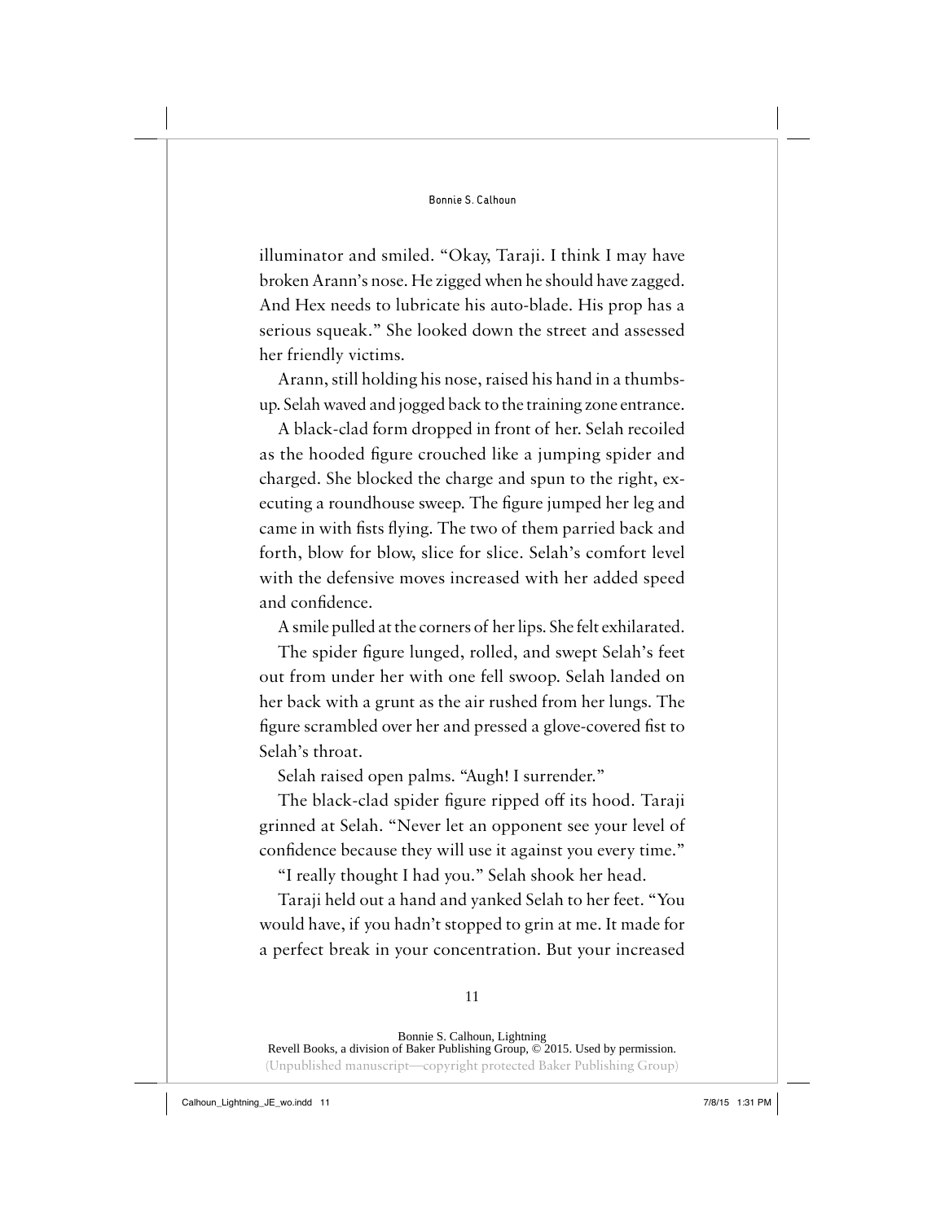illuminator and smiled. "Okay, Taraji. I think I may have broken Arann's nose. He zigged when he should have zagged. And Hex needs to lubricate his auto-blade. His prop has a serious squeak." She looked down the street and assessed her friendly victims.

Arann, still holding his nose, raised his hand in a thumbs-up. Selah waved and jogged back to the training zone entrance.

A black-clad form dropped in front of her. Selah recoiled as the hooded figure crouched like a jumping spider and charged. She blocked the charge and spun to the right, executing a roundhouse sweep. The figure jumped her leg and came in with fists flying. The two of them parried back and forth, blow for blow, slice for slice. Selah's comfort level with the defensive moves increased with her added speed and confidence.

A smile pulled at the corners of her lips. She felt exhilarated.

The spider figure lunged, rolled, and swept Selah's feet out from under her with one fell swoop. Selah landed on her back with a grunt as the air rushed from her lungs. The figure scrambled over her and pressed a glove-covered fist to Selah's throat.

Selah raised open palms. "Augh! I surrender."

The black-clad spider figure ripped off its hood. Taraji grinned at Selah. "Never let an opponent see your level of confidence because they will use it against you every time."

"I really thought I had you." Selah shook her head.

Taraji held out a hand and yanked Selah to her feet. "You would have, if you hadn't stopped to grin at me. It made for a perfect break in your concentration. But your increased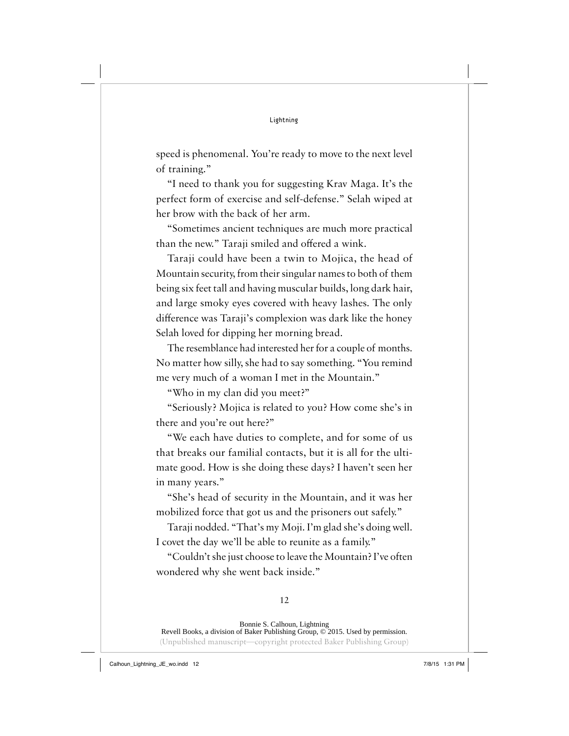speed is phenomenal. You're ready to move to the next level of training."

"I need to thank you for suggesting Krav Maga. It's the perfect form of exercise and self-defense." Selah wiped at her brow with the back of her arm.

"Sometimes ancient techniques are much more practical than the new." Taraji smiled and offered a wink.

Taraji could have been a twin to Mojica, the head of Mountain security, from their singular names to both of them being six feet tall and having muscular builds, long dark hair, and large smoky eyes covered with heavy lashes. The only difference was Taraji's complexion was dark like the honey Selah loved for dipping her morning bread.

The resemblance had interested her for a couple of months. No matter how silly, she had to say something. "You remind me very much of a woman I met in the Mountain."

"Who in my clan did you meet?"

"Seriously? Mojica is related to you? How come she's in there and you're out here?"

"We each have duties to complete, and for some of us that breaks our familial contacts, but it is all for the ultimate good. How is she doing these days? I haven't seen her in many years."

"She's head of security in the Mountain, and it was her mobilized force that got us and the prisoners out safely."

Taraji nodded. "That's my Moji. I'm glad she's doing well. I covet the day we'll be able to reunite as a family."

"Couldn't she just choose to leave the Mountain? I've often wondered why she went back inside."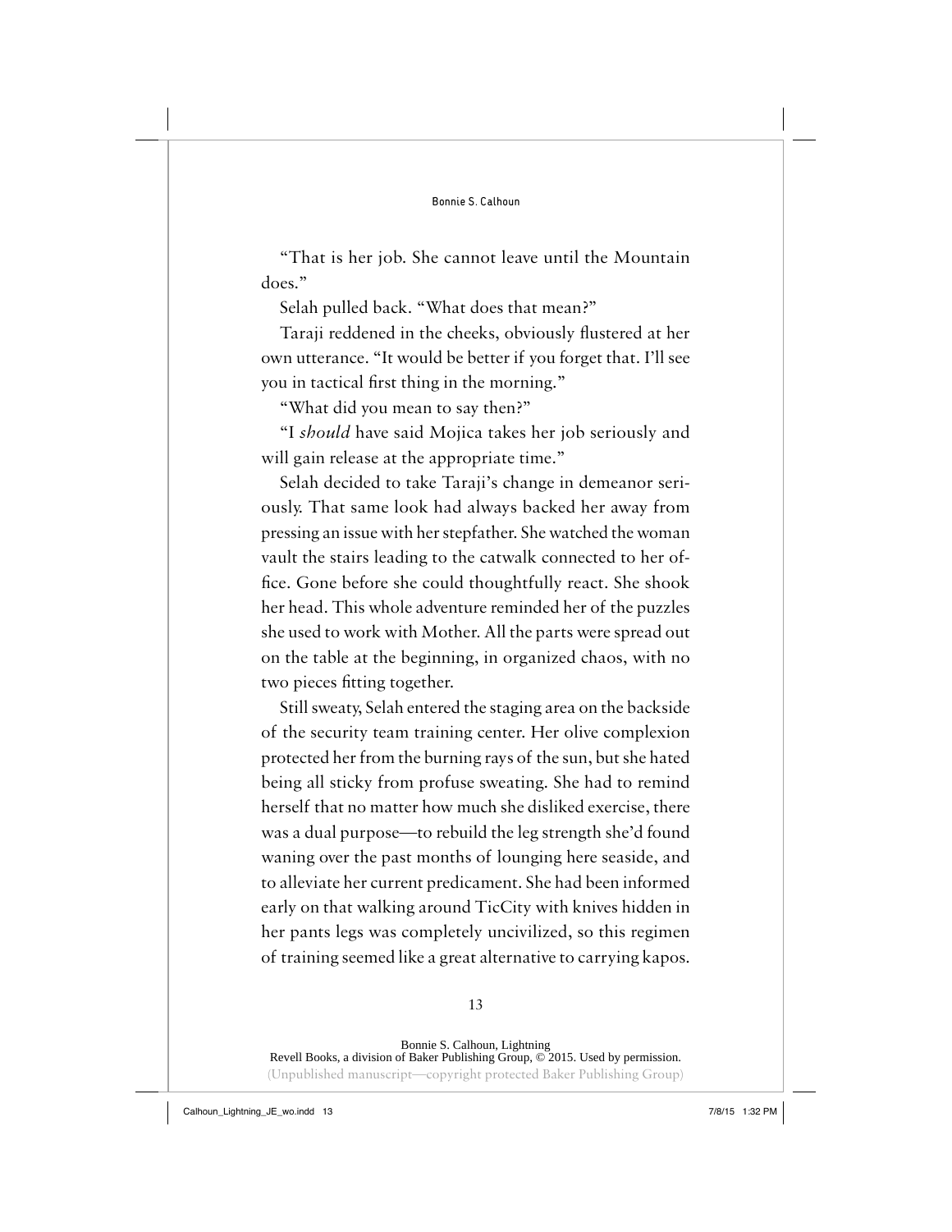"That is her job. She cannot leave until the Mountain does."

Selah pulled back. "What does that mean?"

Taraji reddened in the cheeks, obviously flustered at her own utterance. "It would be better if you forget that. I'll see you in tactical first thing in the morning."

"What did you mean to say then?"

"I *should* have said Mojica takes her job seriously and will gain release at the appropriate time."

Selah decided to take Taraji's change in demeanor seriously. That same look had always backed her away from pressing an issue with her stepfather. She watched the woman vault the stairs leading to the catwalk connected to her office. Gone before she could thoughtfully react. She shook her head. This whole adventure reminded her of the puzzles she used to work with Mother. All the parts were spread out on the table at the beginning, in organized chaos, with no two pieces fitting together.

Still sweaty, Selah entered the staging area on the backside of the security team training center. Her olive complexion protected her from the burning rays of the sun, but she hated being all sticky from profuse sweating. She had to remind herself that no matter how much she disliked exercise, there was a dual purpose—to rebuild the leg strength she'd found waning over the past months of lounging here seaside, and to alleviate her current predicament. She had been informed early on that walking around TicCity with knives hidden in her pants legs was completely uncivilized, so this regimen of training seemed like a great alternative to carrying kapos.

Bonnie S. Calhoun, Lightning
Revell Books, a division of Baker Publishing Group, © 2015. Used by permission.
(Unpublished manuscript—copyright protected Baker Publishing Group)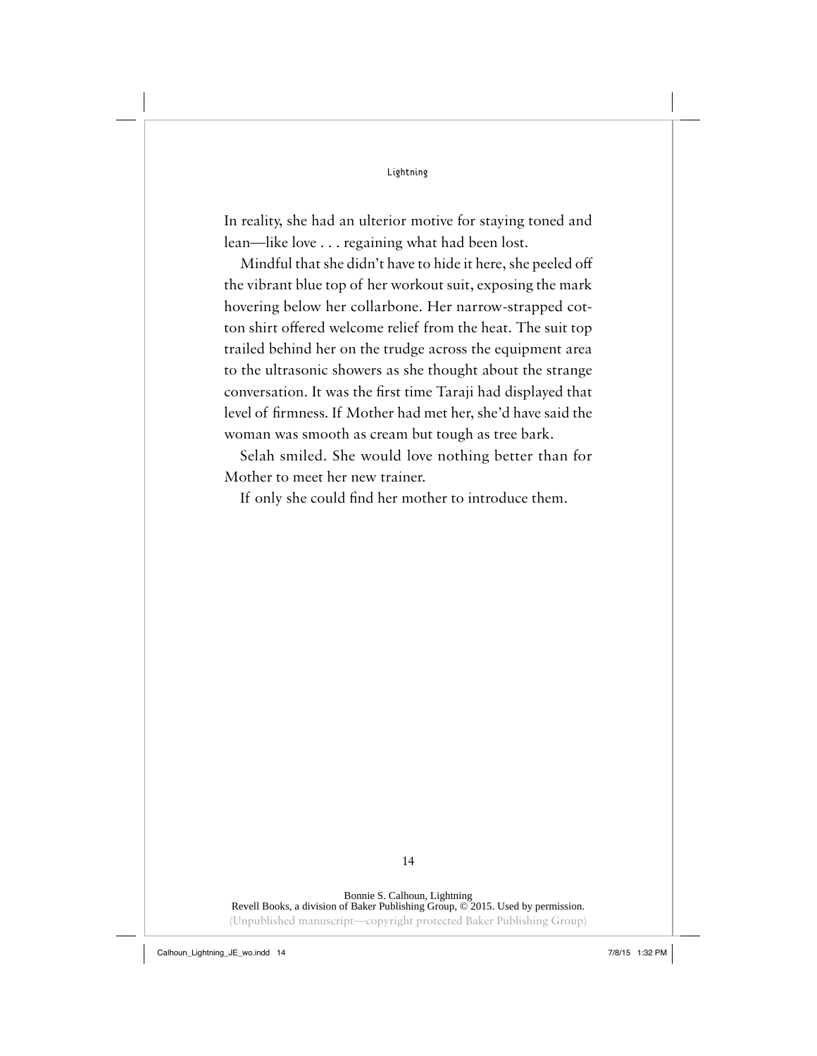In reality, she had an ulterior motive for staying toned and lean—like love . . . regaining what had been lost.

Mindful that she didn't have to hide it here, she peeled off the vibrant blue top of her workout suit, exposing the mark hovering below her collarbone. Her narrow-strapped cotton shirt offered welcome relief from the heat. The suit top trailed behind her on the trudge across the equipment area to the ultrasonic showers as she thought about the strange conversation. It was the first time Taraji had displayed that level of firmness. If Mother had met her, she'd have said the woman was smooth as cream but tough as tree bark.

Selah smiled. She would love nothing better than for Mother to meet her new trainer.

If only she could find her mother to introduce them.